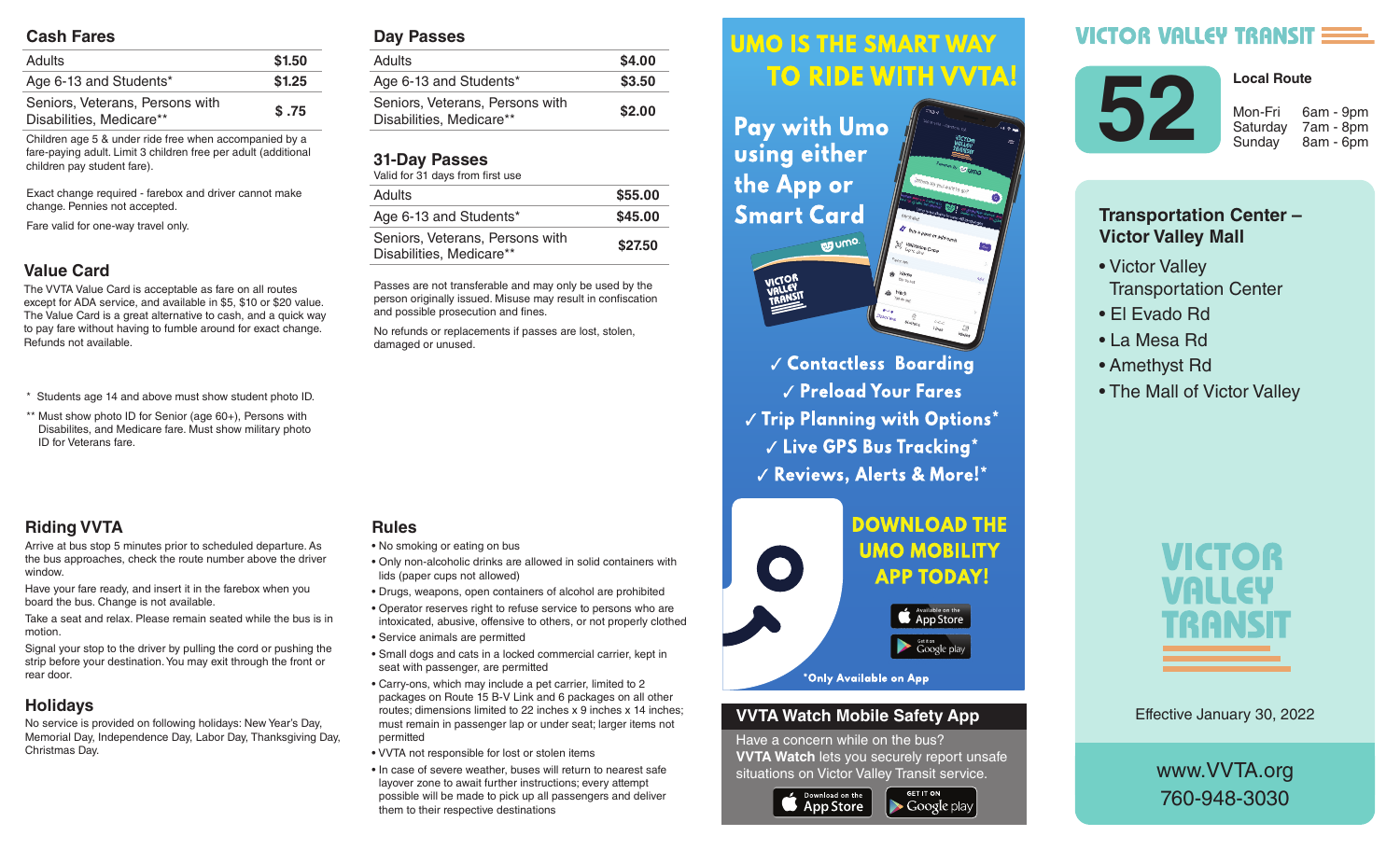## Cash Fares

| | |
|---|---|
| Adults | $1.50 |
| Age 6-13 and Students* | $1.25 |
| Seniors, Veterans, Persons with Disabilities, Medicare** | $ .75 |

Children age 5 & under ride free when accompanied by a fare-paying adult. Limit 3 children free per adult (additional children pay student fare).

Exact change required - farebox and driver cannot make change. Pennies not accepted.

Fare valid for one-way travel only.

## Value Card

The VVTA Value Card is acceptable as fare on all routes except for ADA service, and available in $5, $10 or $20 value. The Value Card is a great alternative to cash, and a quick way to pay fare without having to fumble around for exact change. Refunds not available.

\* Students age 14 and above must show student photo ID.

** Must show photo ID for Senior (age 60+), Persons with Disabilites, and Medicare fare. Must show military photo ID for Veterans fare.

## Day Passes

| | |
|---|---|
| Adults | $4.00 |
| Age 6-13 and Students* | $3.50 |
| Seniors, Veterans, Persons with Disabilities, Medicare** | $2.00 |

## 31-Day Passes

Valid for 31 days from first use

| | |
|---|---|
| Adults | $55.00 |
| Age 6-13 and Students* | $45.00 |
| Seniors, Veterans, Persons with Disabilities, Medicare** | $27.50 |

Passes are not transferable and may only be used by the person originally issued. Misuse may result in confiscation and possible prosecution and fines.

No refunds or replacements if passes are lost, stolen, damaged or unused.

## Riding VVTA

Arrive at bus stop 5 minutes prior to scheduled departure. As the bus approaches, check the route number above the driver window.

Have your fare ready, and insert it in the farebox when you board the bus. Change is not available.

Take a seat and relax. Please remain seated while the bus is in motion.

Signal your stop to the driver by pulling the cord or pushing the strip before your destination. You may exit through the front or rear door.

## Holidays

No service is provided on following holidays: New Year's Day, Memorial Day, Independence Day, Labor Day, Thanksgiving Day, Christmas Day.

## Rules

- No smoking or eating on bus
- Only non-alcoholic drinks are allowed in solid containers with lids (paper cups not allowed)
- Drugs, weapons, open containers of alcohol are prohibited
- Operator reserves right to refuse service to persons who are intoxicated, abusive, offensive to others, or not properly clothed
- Service animals are permitted
- Small dogs and cats in a locked commercial carrier, kept in seat with passenger, are permitted
- Carry-ons, which may include a pet carrier, limited to 2 packages on Route 15 B-V Link and 6 packages on all other routes; dimensions limited to 22 inches x 9 inches x 14 inches; must remain in passenger lap or under seat; larger items not permitted
- VVTA not responsible for lost or stolen items
- In case of severe weather, buses will return to nearest safe layover zone to await further instructions; every attempt possible will be made to pick up all passengers and deliver them to their respective destinations

## UMO IS THE SMART WAY TO RIDE WITH VVTA!

Pay with Umo using either the App or Smart Card

✓ Contactless Boarding
✓ Preload Your Fares
✓ Trip Planning with Options*
✓ Live GPS Bus Tracking*
✓ Reviews, Alerts & More!*

DOWNLOAD THE UMO MOBILITY APP TODAY!

Available on the App Store | Get it on Google play

*Only Available on App

## VVTA Watch Mobile Safety App

Have a concern while on the bus? **VVTA Watch** lets you securely report unsafe situations on Victor Valley Transit service.

Download on the App Store | GET IT ON Google play

# VICTOR VALLEY TRANSIT

# 52

**Local Route**

| | |
|---|---|
| Mon-Fri | 6am - 9pm |
| Saturday | 7am - 8pm |
| Sunday | 8am - 6pm |

### Transportation Center – Victor Valley Mall

- Victor Valley Transportation Center
- El Evado Rd
- La Mesa Rd
- Amethyst Rd
- The Mall of Victor Valley

VICTOR VALLEY TRANSIT

Effective January 30, 2022

www.VVTA.org
760-948-3030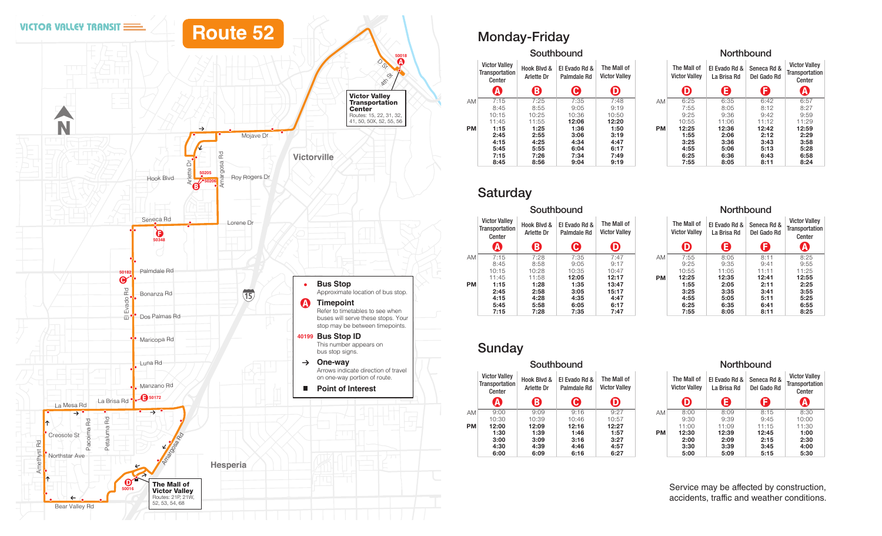VICTOR VALLEY TRANSIT

# Route 52

Victor Valley Transportation Center
Routes: 15, 22, 31, 32, 41, 50, 50X, 52, 55, 56

The Mall of Victor Valley
Routes: 21P, 21W, 52, 53, 54, 68

Victorville

Hesperia

- Bus Stop — Approximate location of bus stop.
- Timepoint — Refer to timetables to see when buses will serve these stops. Your stop may be between timepoints.
- 40199 Bus Stop ID — This number appears on bus stop signs.
- One-way — Arrows indicate direction of travel on one-way portion of route.
- Point of Interest

## Monday-Friday

### Southbound

| | Victor Valley Transportation Center (A) | Hook Blvd & Arlette Dr (B) | El Evado Rd & Palmdale Rd (C) | The Mall of Victor Valley (D) |
|---|---|---|---|---|
| AM | 7:15 | 7:25 | 7:35 | 7:48 |
| | 8:45 | 8:55 | 9:05 | 9:19 |
| | 10:15 | 10:25 | 10:36 | 10:50 |
| | 11:45 | 11:55 | **12:06** | **12:20** |
| PM | **1:15** | **1:25** | **1:36** | **1:50** |
| | **2:45** | **2:55** | **3:06** | **3:19** |
| | **4:15** | **4:25** | **4:34** | **4:47** |
| | **5:45** | **5:55** | **6:04** | **6:17** |
| | **7:15** | **7:26** | **7:34** | **7:49** |
| | **8:45** | **8:56** | **9:04** | **9:19** |

### Northbound

| | The Mall of Victor Valley (D) | El Evado Rd & La Brisa Rd (E) | Seneca Rd & Del Gado Rd (F) | Victor Valley Transportation Center (A) |
|---|---|---|---|---|
| AM | 6:25 | 6:35 | 6:42 | 6:57 |
| | 7:55 | 8:05 | 8:12 | 8:27 |
| | 9:25 | 9:36 | 9:42 | 9:59 |
| | 10:55 | 11:06 | 11:12 | 11:29 |
| PM | **12:25** | **12:36** | **12:42** | **12:59** |
| | **1:55** | **2:06** | **2:12** | **2:29** |
| | **3:25** | **3:36** | **3:43** | **3:58** |
| | **4:55** | **5:06** | **5:13** | **5:28** |
| | **6:25** | **6:36** | **6:43** | **6:58** |
| | **7:55** | **8:05** | **8:11** | **8:24** |

## Saturday

### Southbound

| | Victor Valley Transportation Center (A) | Hook Blvd & Arlette Dr (B) | El Evado Rd & Palmdale Rd (C) | The Mall of Victor Valley (D) |
|---|---|---|---|---|
| AM | 7:15 | 7:28 | 7:35 | 7:47 |
| | 8:45 | 8:58 | 9:05 | 9:17 |
| | 10:15 | 10:28 | 10:35 | 10:47 |
| | 11:45 | 11:58 | **12:05** | **12:17** |
| PM | **1:15** | **1:28** | **1:35** | **13:47** |
| | **2:45** | **2:58** | **3:05** | **15:17** |
| | **4:15** | **4:28** | **4:35** | **4:47** |
| | **5:45** | **5:58** | **6:05** | **6:17** |
| | **7:15** | **7:28** | **7:35** | **7:47** |

### Northbound

| | The Mall of Victor Valley (D) | El Evado Rd & La Brisa Rd (E) | Seneca Rd & Del Gado Rd (F) | Victor Valley Transportation Center (A) |
|---|---|---|---|---|
| AM | 7:55 | 8:05 | 8:11 | 8:25 |
| | 9:25 | 9:35 | 9:41 | 9:55 |
| | 10:55 | 11:05 | 11:11 | 11:25 |
| PM | **12:25** | **12:35** | **12:41** | **12:55** |
| | **1:55** | **2:05** | **2:11** | **2:25** |
| | **3:25** | **3:35** | **3:41** | **3:55** |
| | **4:55** | **5:05** | **5:11** | **5:25** |
| | **6:25** | **6:35** | **6:41** | **6:55** |
| | **7:55** | **8:05** | **8:11** | **8:25** |

## Sunday

### Southbound

| | Victor Valley Transportation Center (A) | Hook Blvd & Arlette Dr (B) | El Evado Rd & Palmdale Rd (C) | The Mall of Victor Valley (D) |
|---|---|---|---|---|
| AM | 9:00 | 9:09 | 9:16 | 9:27 |
| | 10:30 | 10:39 | 10:46 | 10:57 |
| PM | **12:00** | **12:09** | **12:16** | **12:27** |
| | **1:30** | **1:39** | **1:46** | **1:57** |
| | **3:00** | **3:09** | **3:16** | **3:27** |
| | **4:30** | **4:39** | **4:46** | **4:57** |
| | **6:00** | **6:09** | **6:16** | **6:27** |

### Northbound

| | The Mall of Victor Valley (D) | El Evado Rd & La Brisa Rd (E) | Seneca Rd & Del Gado Rd (F) | Victor Valley Transportation Center (A) |
|---|---|---|---|---|
| AM | 8:00 | 8:09 | 8:15 | 8:30 |
| | 9:30 | 9:39 | 9:45 | 10:00 |
| | 11:00 | 11:09 | 11:15 | 11:30 |
| PM | **12:30** | **12:39** | **12:45** | **1:00** |
| | **2:00** | **2:09** | **2:15** | **2:30** |
| | **3:30** | **3:39** | **3:45** | **4:00** |
| | **5:00** | **5:09** | **5:15** | **5:30** |

Service may be affected by construction, accidents, traffic and weather conditions.